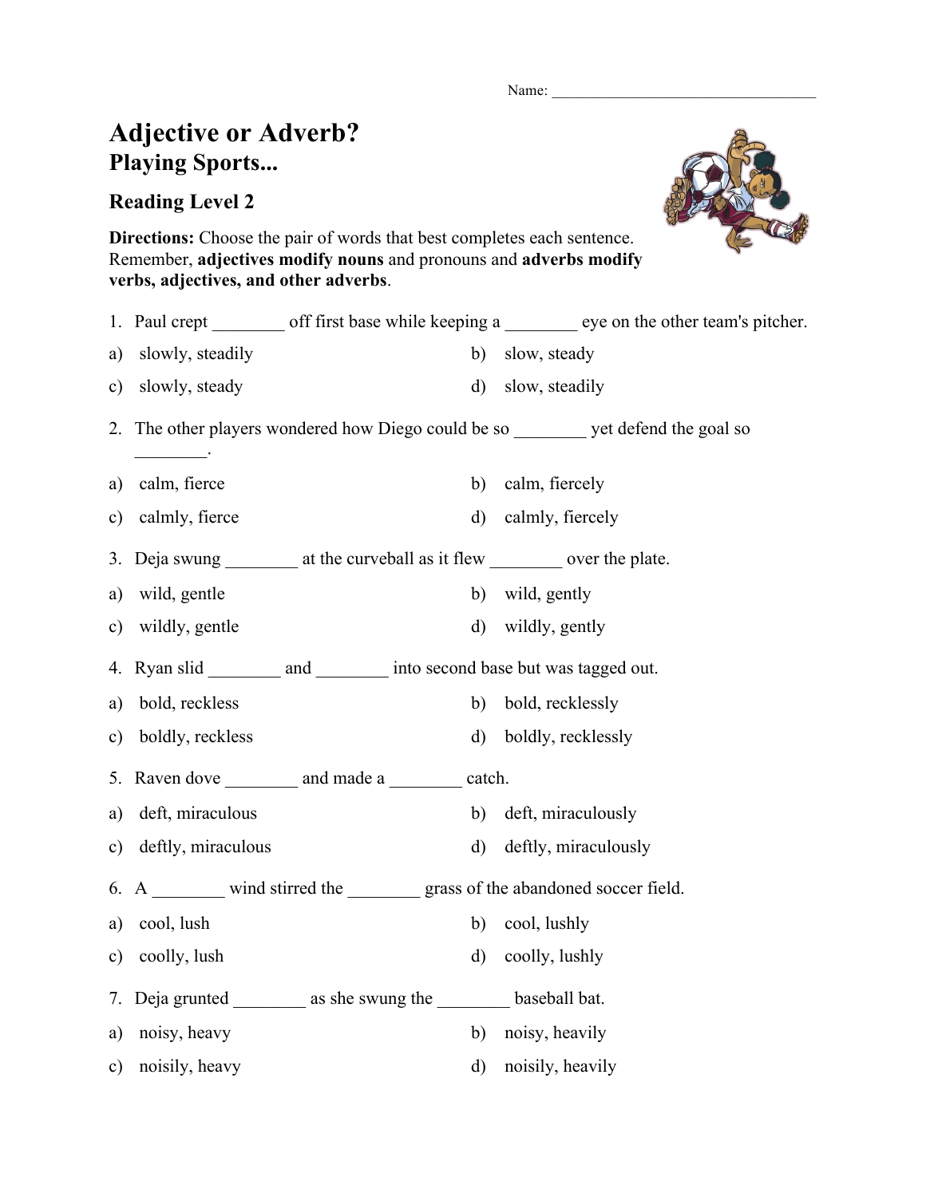Name: ___________________________________

# Adjective or Adverb?

## Playing Sports...

### Reading Level 2

**Directions:** Choose the pair of words that best completes each sentence. Remember, **adjectives modify nouns** and pronouns and **adverbs modify verbs, adjectives, and other adverbs**.

1. Paul crept ________ off first base while keeping a ________ eye on the other team's pitcher.

a) slowly, steadily

b) slow, steady

c) slowly, steady

d) slow, steadily

2. The other players wondered how Diego could be so ________ yet defend the goal so ________.

a) calm, fierce

b) calm, fiercely

c) calmly, fierce

d) calmly, fiercely

3. Deja swung ________ at the curveball as it flew ________ over the plate.

a) wild, gentle

b) wild, gently

c) wildly, gentle

d) wildly, gently

4. Ryan slid ________ and ________ into second base but was tagged out.

a) bold, reckless

b) bold, recklessly

c) boldly, reckless

d) boldly, recklessly

5. Raven dove ________ and made a ________ catch.

a) deft, miraculous

b) deft, miraculously

c) deftly, miraculous

d) deftly, miraculously

6. A ________ wind stirred the ________ grass of the abandoned soccer field.

a) cool, lush

b) cool, lushly

c) coolly, lush

d) coolly, lushly

7. Deja grunted ________ as she swung the ________ baseball bat.

a) noisy, heavy

b) noisy, heavily

c) noisily, heavy

d) noisily, heavily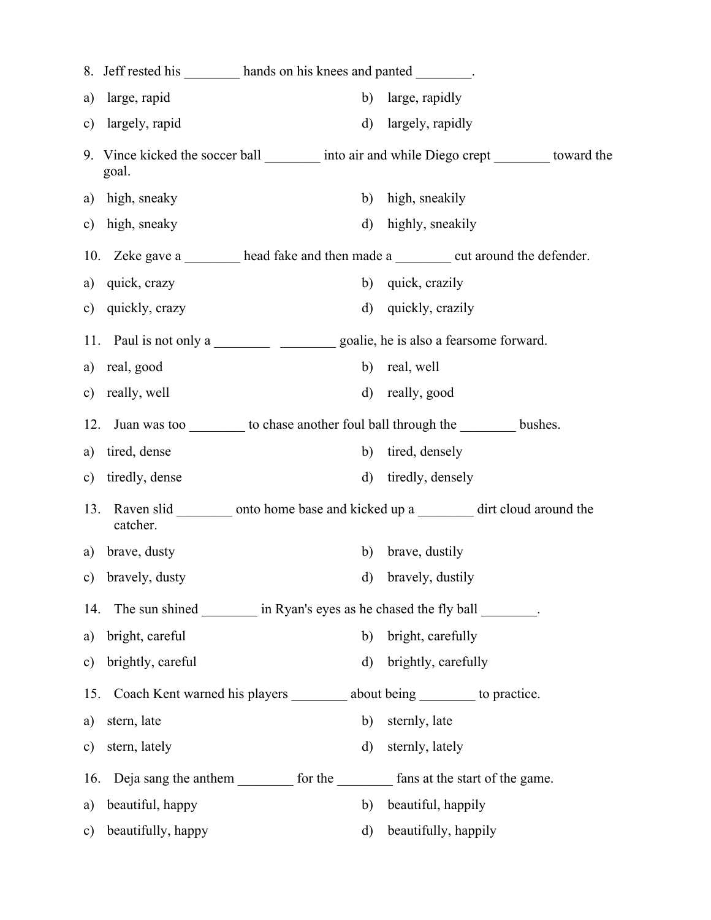8. Jeff rested his ________ hands on his knees and panted ________.

a) large, rapid
b) large, rapidly
c) largely, rapid
d) largely, rapidly

9. Vince kicked the soccer ball ________ into air and while Diego crept ________ toward the goal.

a) high, sneaky
b) high, sneakily
c) high, sneaky
d) highly, sneakily

10. Zeke gave a ________ head fake and then made a ________ cut around the defender.

a) quick, crazy
b) quick, crazily
c) quickly, crazy
d) quickly, crazily

11. Paul is not only a ________ ________ goalie, he is also a fearsome forward.

a) real, good
b) real, well
c) really, well
d) really, good

12. Juan was too ________ to chase another foul ball through the ________ bushes.

a) tired, dense
b) tired, densely
c) tiredly, dense
d) tiredly, densely

13. Raven slid ________ onto home base and kicked up a ________ dirt cloud around the catcher.

a) brave, dusty
b) brave, dustily
c) bravely, dusty
d) bravely, dustily

14. The sun shined ________ in Ryan's eyes as he chased the fly ball ________.

a) bright, careful
b) bright, carefully
c) brightly, careful
d) brightly, carefully

15. Coach Kent warned his players ________ about being ________ to practice.

a) stern, late
b) sternly, late
c) stern, lately
d) sternly, lately

16. Deja sang the anthem ________ for the ________ fans at the start of the game.

a) beautiful, happy
b) beautiful, happily
c) beautifully, happy
d) beautifully, happily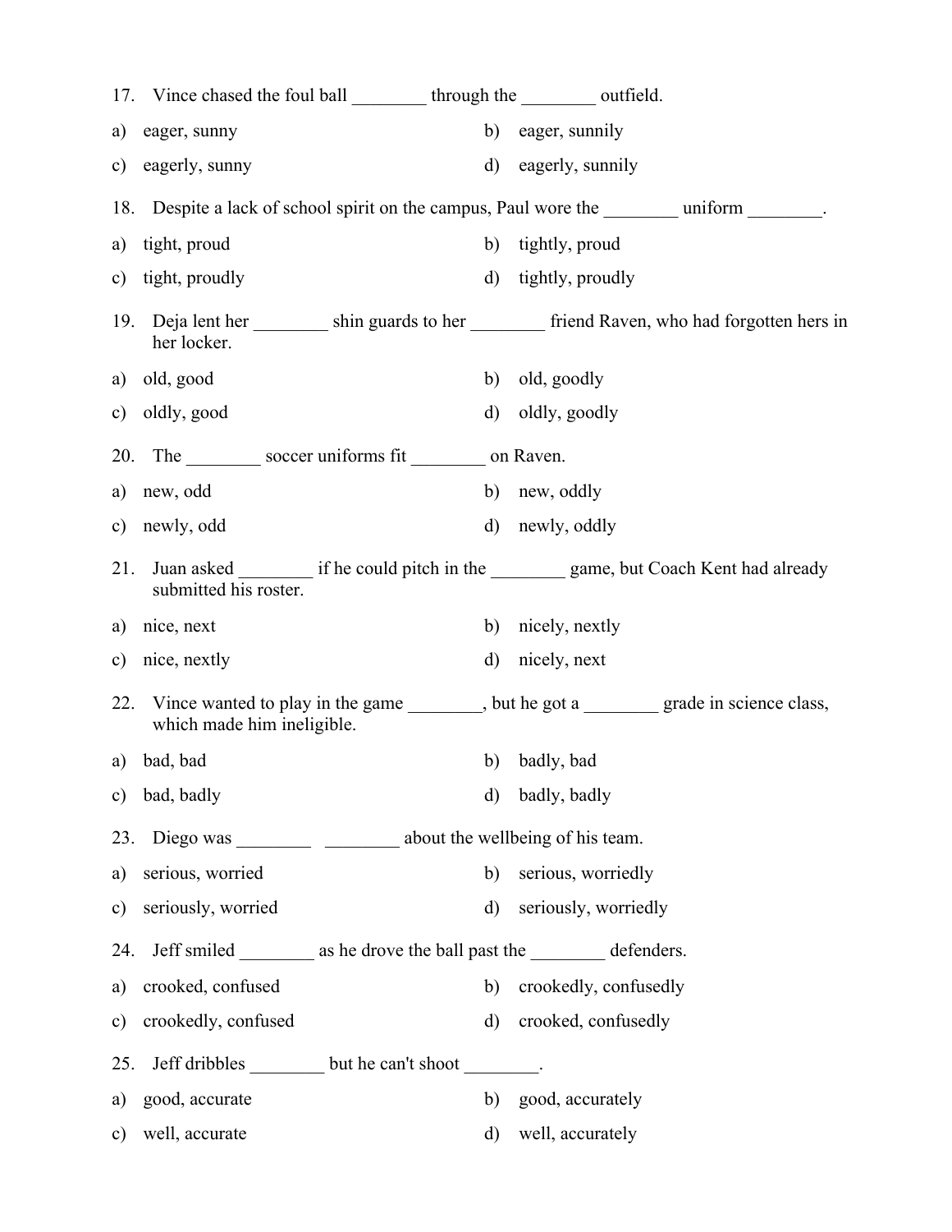17. Vince chased the foul ball ________ through the ________ outfield.

a) eager, sunny
b) eager, sunnily
c) eagerly, sunny
d) eagerly, sunnily

18. Despite a lack of school spirit on the campus, Paul wore the ________ uniform ________.

a) tight, proud
b) tightly, proud
c) tight, proudly
d) tightly, proudly

19. Deja lent her ________ shin guards to her ________ friend Raven, who had forgotten hers in her locker.

a) old, good
b) old, goodly
c) oldly, good
d) oldly, goodly

20. The ________ soccer uniforms fit ________ on Raven.

a) new, odd
b) new, oddly
c) newly, odd
d) newly, oddly

21. Juan asked ________ if he could pitch in the ________ game, but Coach Kent had already submitted his roster.

a) nice, next
b) nicely, nextly
c) nice, nextly
d) nicely, next

22. Vince wanted to play in the game ________, but he got a ________ grade in science class, which made him ineligible.

a) bad, bad
b) badly, bad
c) bad, badly
d) badly, badly

23. Diego was ________ ________ about the wellbeing of his team.

a) serious, worried
b) serious, worriedly
c) seriously, worried
d) seriously, worriedly

24. Jeff smiled ________ as he drove the ball past the ________ defenders.

a) crooked, confused
b) crookedly, confusedly
c) crookedly, confused
d) crooked, confusedly

25. Jeff dribbles ________ but he can't shoot ________.

a) good, accurate
b) good, accurately
c) well, accurate
d) well, accurately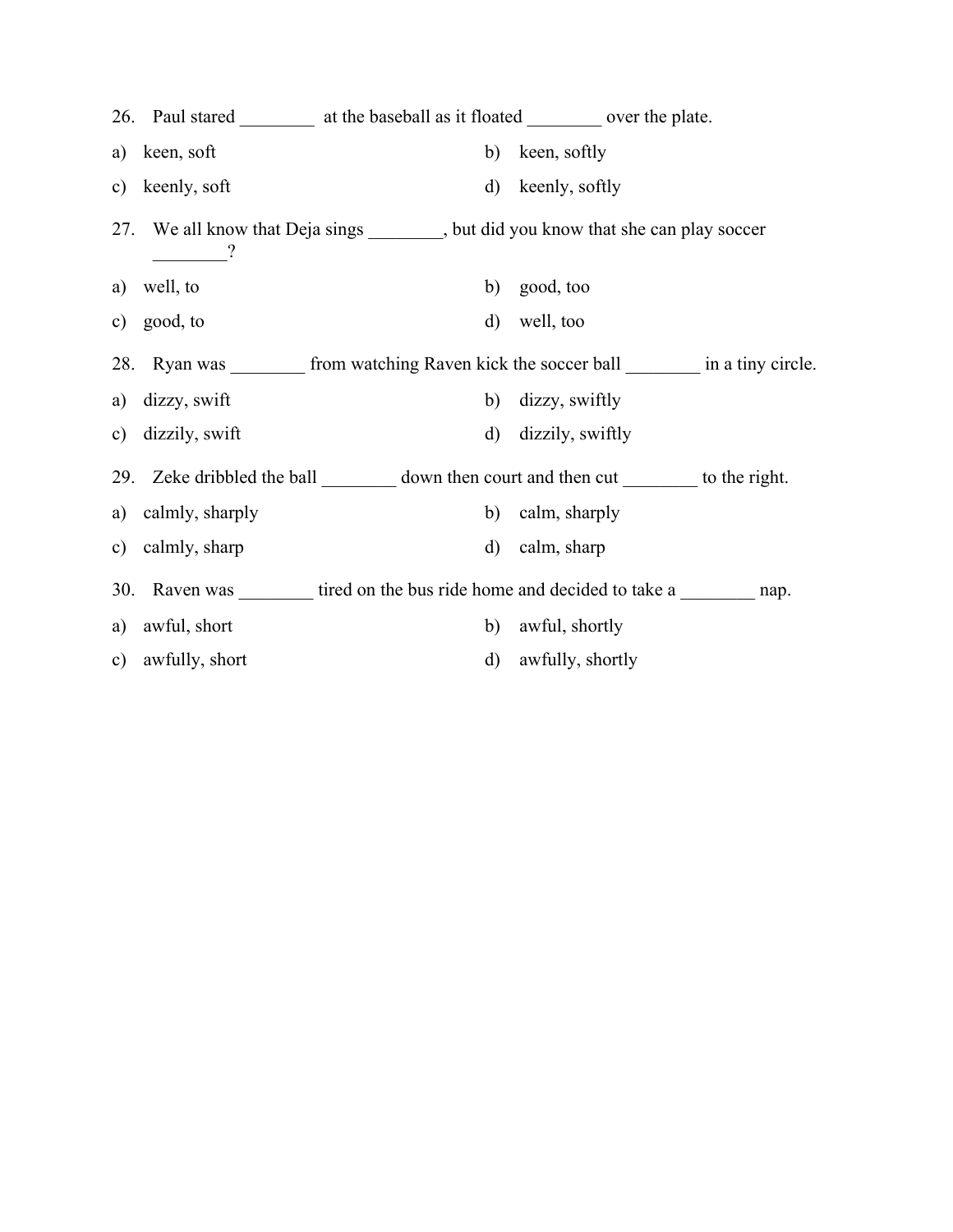26. Paul stared ________ at the baseball as it floated ________ over the plate.

a) keen, soft
b) keen, softly
c) keenly, soft
d) keenly, softly

27. We all know that Deja sings ________, but did you know that she can play soccer ________?

a) well, to
b) good, too
c) good, to
d) well, too

28. Ryan was ________ from watching Raven kick the soccer ball ________ in a tiny circle.

a) dizzy, swift
b) dizzy, swiftly
c) dizzily, swift
d) dizzily, swiftly

29. Zeke dribbled the ball ________ down then court and then cut ________ to the right.

a) calmly, sharply
b) calm, sharply
c) calmly, sharp
d) calm, sharp

30. Raven was ________ tired on the bus ride home and decided to take a ________ nap.

a) awful, short
b) awful, shortly
c) awfully, short
d) awfully, shortly